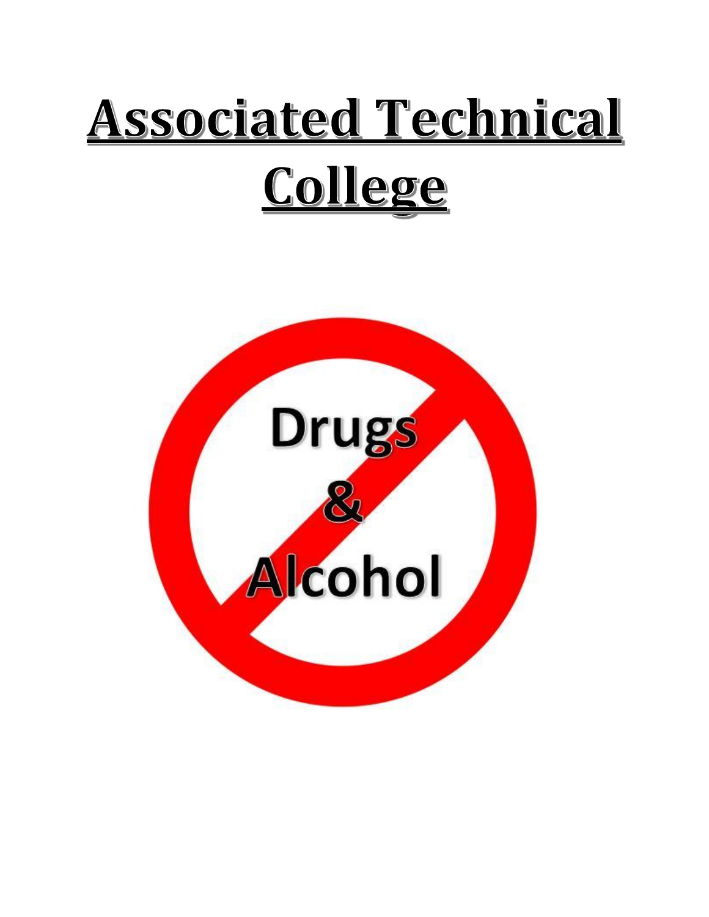# Associated Technical College

Drugs

&

Alcohol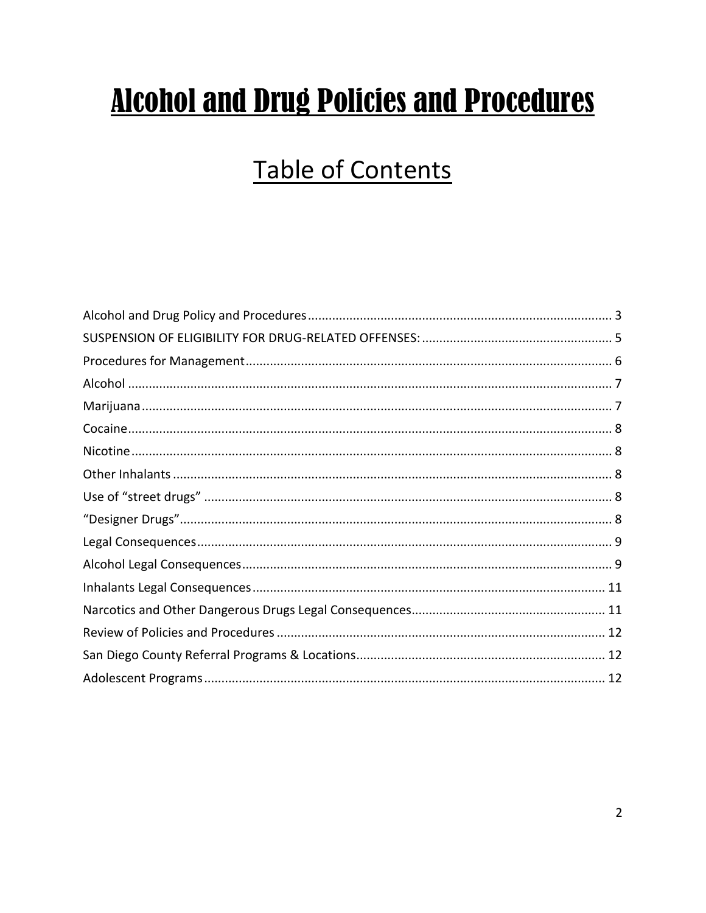# Alcohol and Drug Policies and Procedures

## Table of Contents

Alcohol and Drug Policy and Procedures ........ 3
SUSPENSION OF ELIGIBILITY FOR DRUG-RELATED OFFENSES: ........ 5
Procedures for Management ........ 6
Alcohol ........ 7
Marijuana ........ 7
Cocaine ........ 8
Nicotine ........ 8
Other Inhalants ........ 8
Use of "street drugs" ........ 8
"Designer Drugs" ........ 8
Legal Consequences ........ 9
Alcohol Legal Consequences ........ 9
Inhalants Legal Consequences ........ 11
Narcotics and Other Dangerous Drugs Legal Consequences ........ 11
Review of Policies and Procedures ........ 12
San Diego County Referral Programs & Locations ........ 12
Adolescent Programs ........ 12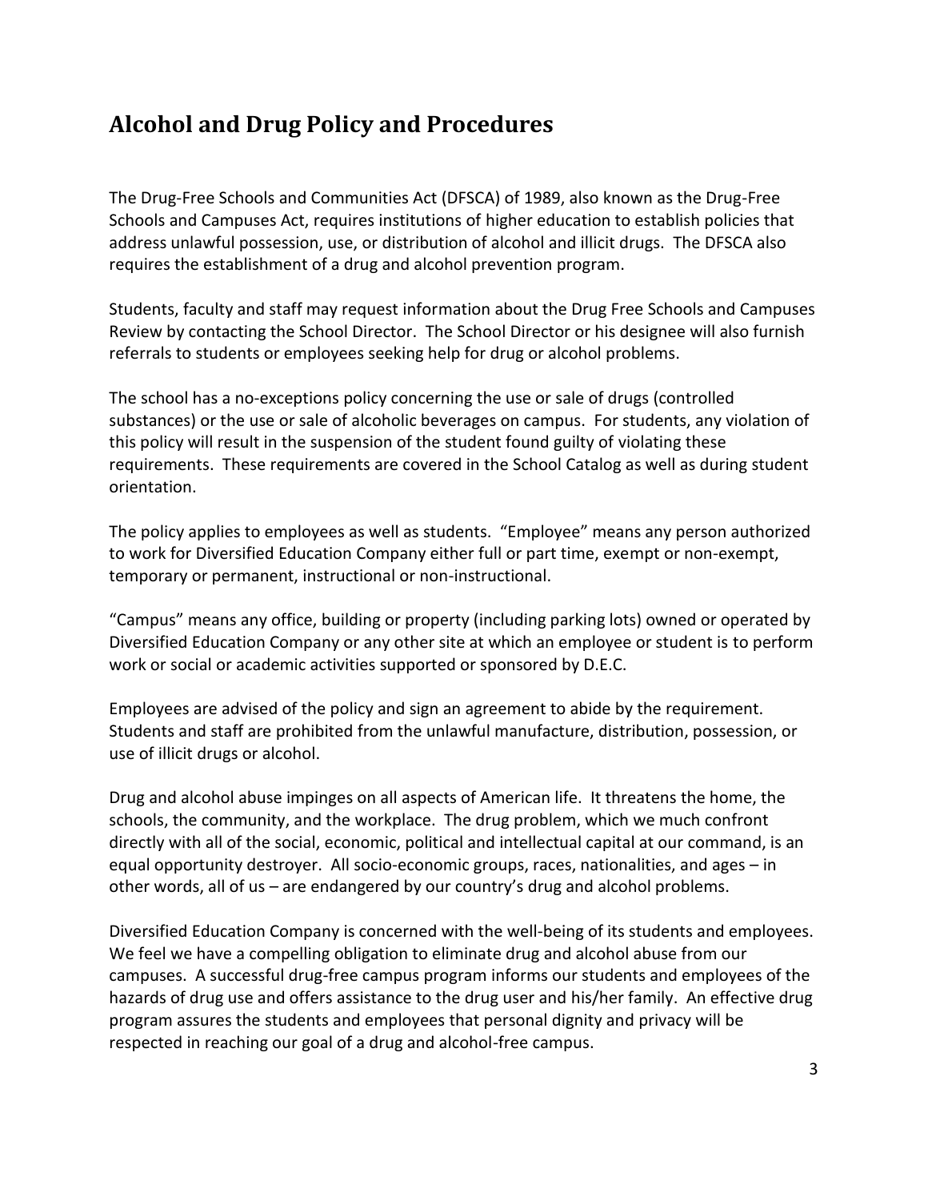## Alcohol and Drug Policy and Procedures

The Drug-Free Schools and Communities Act (DFSCA) of 1989, also known as the Drug-Free Schools and Campuses Act, requires institutions of higher education to establish policies that address unlawful possession, use, or distribution of alcohol and illicit drugs. The DFSCA also requires the establishment of a drug and alcohol prevention program.

Students, faculty and staff may request information about the Drug Free Schools and Campuses Review by contacting the School Director. The School Director or his designee will also furnish referrals to students or employees seeking help for drug or alcohol problems.

The school has a no-exceptions policy concerning the use or sale of drugs (controlled substances) or the use or sale of alcoholic beverages on campus. For students, any violation of this policy will result in the suspension of the student found guilty of violating these requirements. These requirements are covered in the School Catalog as well as during student orientation.

The policy applies to employees as well as students. "Employee" means any person authorized to work for Diversified Education Company either full or part time, exempt or non-exempt, temporary or permanent, instructional or non-instructional.

"Campus" means any office, building or property (including parking lots) owned or operated by Diversified Education Company or any other site at which an employee or student is to perform work or social or academic activities supported or sponsored by D.E.C.

Employees are advised of the policy and sign an agreement to abide by the requirement. Students and staff are prohibited from the unlawful manufacture, distribution, possession, or use of illicit drugs or alcohol.

Drug and alcohol abuse impinges on all aspects of American life. It threatens the home, the schools, the community, and the workplace. The drug problem, which we much confront directly with all of the social, economic, political and intellectual capital at our command, is an equal opportunity destroyer. All socio-economic groups, races, nationalities, and ages – in other words, all of us – are endangered by our country's drug and alcohol problems.

Diversified Education Company is concerned with the well-being of its students and employees. We feel we have a compelling obligation to eliminate drug and alcohol abuse from our campuses. A successful drug-free campus program informs our students and employees of the hazards of drug use and offers assistance to the drug user and his/her family. An effective drug program assures the students and employees that personal dignity and privacy will be respected in reaching our goal of a drug and alcohol-free campus.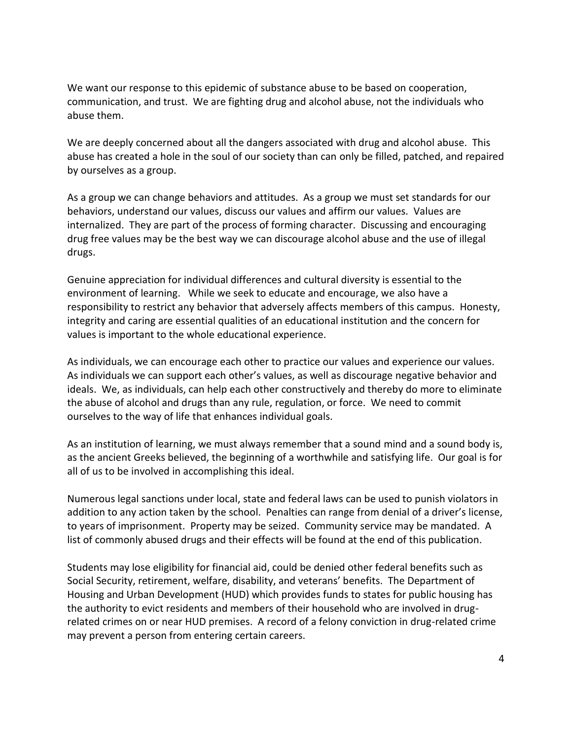We want our response to this epidemic of substance abuse to be based on cooperation, communication, and trust. We are fighting drug and alcohol abuse, not the individuals who abuse them.

We are deeply concerned about all the dangers associated with drug and alcohol abuse. This abuse has created a hole in the soul of our society than can only be filled, patched, and repaired by ourselves as a group.

As a group we can change behaviors and attitudes. As a group we must set standards for our behaviors, understand our values, discuss our values and affirm our values. Values are internalized. They are part of the process of forming character. Discussing and encouraging drug free values may be the best way we can discourage alcohol abuse and the use of illegal drugs.

Genuine appreciation for individual differences and cultural diversity is essential to the environment of learning. While we seek to educate and encourage, we also have a responsibility to restrict any behavior that adversely affects members of this campus. Honesty, integrity and caring are essential qualities of an educational institution and the concern for values is important to the whole educational experience.

As individuals, we can encourage each other to practice our values and experience our values. As individuals we can support each other's values, as well as discourage negative behavior and ideals. We, as individuals, can help each other constructively and thereby do more to eliminate the abuse of alcohol and drugs than any rule, regulation, or force. We need to commit ourselves to the way of life that enhances individual goals.

As an institution of learning, we must always remember that a sound mind and a sound body is, as the ancient Greeks believed, the beginning of a worthwhile and satisfying life. Our goal is for all of us to be involved in accomplishing this ideal.

Numerous legal sanctions under local, state and federal laws can be used to punish violators in addition to any action taken by the school. Penalties can range from denial of a driver's license, to years of imprisonment. Property may be seized. Community service may be mandated. A list of commonly abused drugs and their effects will be found at the end of this publication.

Students may lose eligibility for financial aid, could be denied other federal benefits such as Social Security, retirement, welfare, disability, and veterans' benefits. The Department of Housing and Urban Development (HUD) which provides funds to states for public housing has the authority to evict residents and members of their household who are involved in drug-related crimes on or near HUD premises. A record of a felony conviction in drug-related crime may prevent a person from entering certain careers.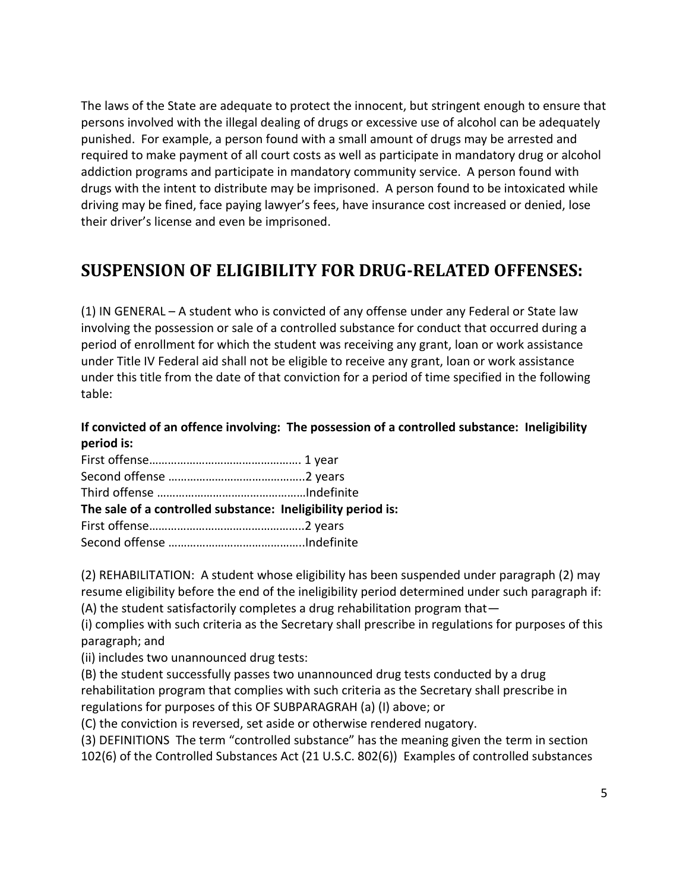The laws of the State are adequate to protect the innocent, but stringent enough to ensure that persons involved with the illegal dealing of drugs or excessive use of alcohol can be adequately punished. For example, a person found with a small amount of drugs may be arrested and required to make payment of all court costs as well as participate in mandatory drug or alcohol addiction programs and participate in mandatory community service. A person found with drugs with the intent to distribute may be imprisoned. A person found to be intoxicated while driving may be fined, face paying lawyer's fees, have insurance cost increased or denied, lose their driver's license and even be imprisoned.

## SUSPENSION OF ELIGIBILITY FOR DRUG-RELATED OFFENSES:

(1) IN GENERAL – A student who is convicted of any offense under any Federal or State law involving the possession or sale of a controlled substance for conduct that occurred during a period of enrollment for which the student was receiving any grant, loan or work assistance under Title IV Federal aid shall not be eligible to receive any grant, loan or work assistance under this title from the date of that conviction for a period of time specified in the following table:

**If convicted of an offence involving: The possession of a controlled substance: Ineligibility period is:**

First offense………………………………………….. 1 year
Second offense ……………………………………..2 years
Third offense …………………………………………Indefinite

**The sale of a controlled substance: Ineligibility period is:**

First offense…………………………………………..2 years
Second offense ……………………………………..Indefinite

(2) REHABILITATION: A student whose eligibility has been suspended under paragraph (2) may resume eligibility before the end of the ineligibility period determined under such paragraph if:
(A) the student satisfactorily completes a drug rehabilitation program that—
(i) complies with such criteria as the Secretary shall prescribe in regulations for purposes of this paragraph; and
(ii) includes two unannounced drug tests:
(B) the student successfully passes two unannounced drug tests conducted by a drug rehabilitation program that complies with such criteria as the Secretary shall prescribe in regulations for purposes of this OF SUBPARAGRAH (a) (I) above; or
(C) the conviction is reversed, set aside or otherwise rendered nugatory.
(3) DEFINITIONS The term "controlled substance" has the meaning given the term in section 102(6) of the Controlled Substances Act (21 U.S.C. 802(6)) Examples of controlled substances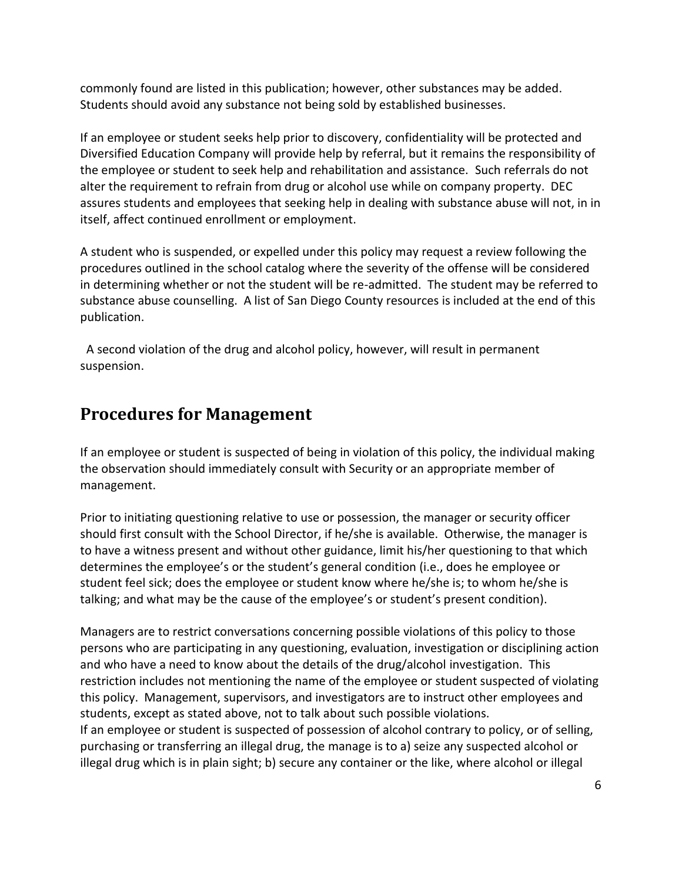commonly found are listed in this publication; however, other substances may be added. Students should avoid any substance not being sold by established businesses.

If an employee or student seeks help prior to discovery, confidentiality will be protected and Diversified Education Company will provide help by referral, but it remains the responsibility of the employee or student to seek help and rehabilitation and assistance. Such referrals do not alter the requirement to refrain from drug or alcohol use while on company property. DEC assures students and employees that seeking help in dealing with substance abuse will not, in in itself, affect continued enrollment or employment.

A student who is suspended, or expelled under this policy may request a review following the procedures outlined in the school catalog where the severity of the offense will be considered in determining whether or not the student will be re-admitted. The student may be referred to substance abuse counselling. A list of San Diego County resources is included at the end of this publication.

A second violation of the drug and alcohol policy, however, will result in permanent suspension.

## Procedures for Management

If an employee or student is suspected of being in violation of this policy, the individual making the observation should immediately consult with Security or an appropriate member of management.

Prior to initiating questioning relative to use or possession, the manager or security officer should first consult with the School Director, if he/she is available. Otherwise, the manager is to have a witness present and without other guidance, limit his/her questioning to that which determines the employee's or the student's general condition (i.e., does he employee or student feel sick; does the employee or student know where he/she is; to whom he/she is talking; and what may be the cause of the employee's or student's present condition).

Managers are to restrict conversations concerning possible violations of this policy to those persons who are participating in any questioning, evaluation, investigation or disciplining action and who have a need to know about the details of the drug/alcohol investigation. This restriction includes not mentioning the name of the employee or student suspected of violating this policy. Management, supervisors, and investigators are to instruct other employees and students, except as stated above, not to talk about such possible violations.

If an employee or student is suspected of possession of alcohol contrary to policy, or of selling, purchasing or transferring an illegal drug, the manage is to a) seize any suspected alcohol or illegal drug which is in plain sight; b) secure any container or the like, where alcohol or illegal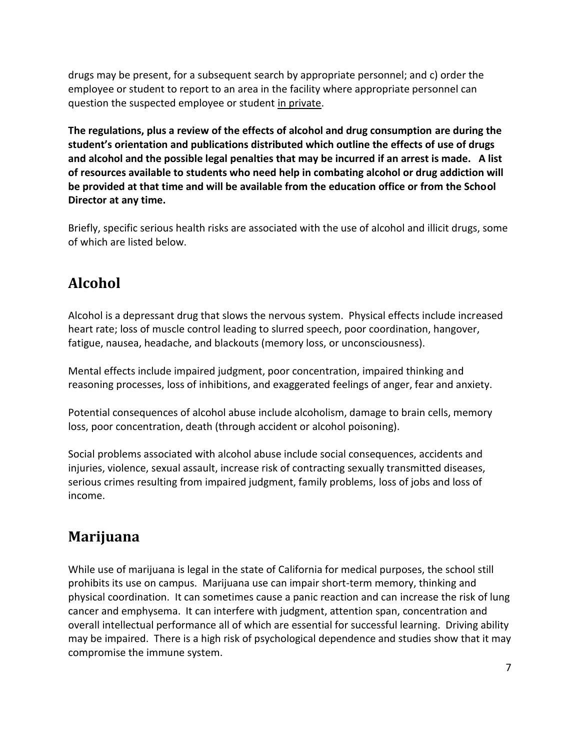drugs may be present, for a subsequent search by appropriate personnel; and c) order the employee or student to report to an area in the facility where appropriate personnel can question the suspected employee or student in private.

**The regulations, plus a review of the effects of alcohol and drug consumption are during the student's orientation and publications distributed which outline the effects of use of drugs and alcohol and the possible legal penalties that may be incurred if an arrest is made. A list of resources available to students who need help in combating alcohol or drug addiction will be provided at that time and will be available from the education office or from the School Director at any time.**

Briefly, specific serious health risks are associated with the use of alcohol and illicit drugs, some of which are listed below.

## Alcohol

Alcohol is a depressant drug that slows the nervous system. Physical effects include increased heart rate; loss of muscle control leading to slurred speech, poor coordination, hangover, fatigue, nausea, headache, and blackouts (memory loss, or unconsciousness).

Mental effects include impaired judgment, poor concentration, impaired thinking and reasoning processes, loss of inhibitions, and exaggerated feelings of anger, fear and anxiety.

Potential consequences of alcohol abuse include alcoholism, damage to brain cells, memory loss, poor concentration, death (through accident or alcohol poisoning).

Social problems associated with alcohol abuse include social consequences, accidents and injuries, violence, sexual assault, increase risk of contracting sexually transmitted diseases, serious crimes resulting from impaired judgment, family problems, loss of jobs and loss of income.

## Marijuana

While use of marijuana is legal in the state of California for medical purposes, the school still prohibits its use on campus. Marijuana use can impair short-term memory, thinking and physical coordination. It can sometimes cause a panic reaction and can increase the risk of lung cancer and emphysema. It can interfere with judgment, attention span, concentration and overall intellectual performance all of which are essential for successful learning. Driving ability may be impaired. There is a high risk of psychological dependence and studies show that it may compromise the immune system.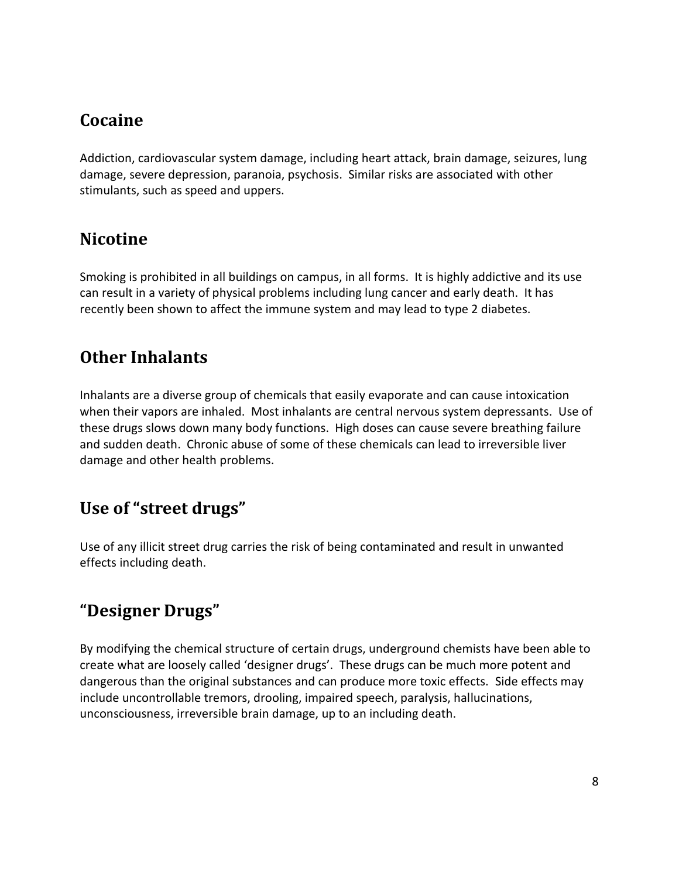## Cocaine

Addiction, cardiovascular system damage, including heart attack, brain damage, seizures, lung damage, severe depression, paranoia, psychosis. Similar risks are associated with other stimulants, such as speed and uppers.

## Nicotine

Smoking is prohibited in all buildings on campus, in all forms. It is highly addictive and its use can result in a variety of physical problems including lung cancer and early death. It has recently been shown to affect the immune system and may lead to type 2 diabetes.

## Other Inhalants

Inhalants are a diverse group of chemicals that easily evaporate and can cause intoxication when their vapors are inhaled. Most inhalants are central nervous system depressants. Use of these drugs slows down many body functions. High doses can cause severe breathing failure and sudden death. Chronic abuse of some of these chemicals can lead to irreversible liver damage and other health problems.

## Use of "street drugs"

Use of any illicit street drug carries the risk of being contaminated and result in unwanted effects including death.

## "Designer Drugs"

By modifying the chemical structure of certain drugs, underground chemists have been able to create what are loosely called 'designer drugs'. These drugs can be much more potent and dangerous than the original substances and can produce more toxic effects. Side effects may include uncontrollable tremors, drooling, impaired speech, paralysis, hallucinations, unconsciousness, irreversible brain damage, up to an including death.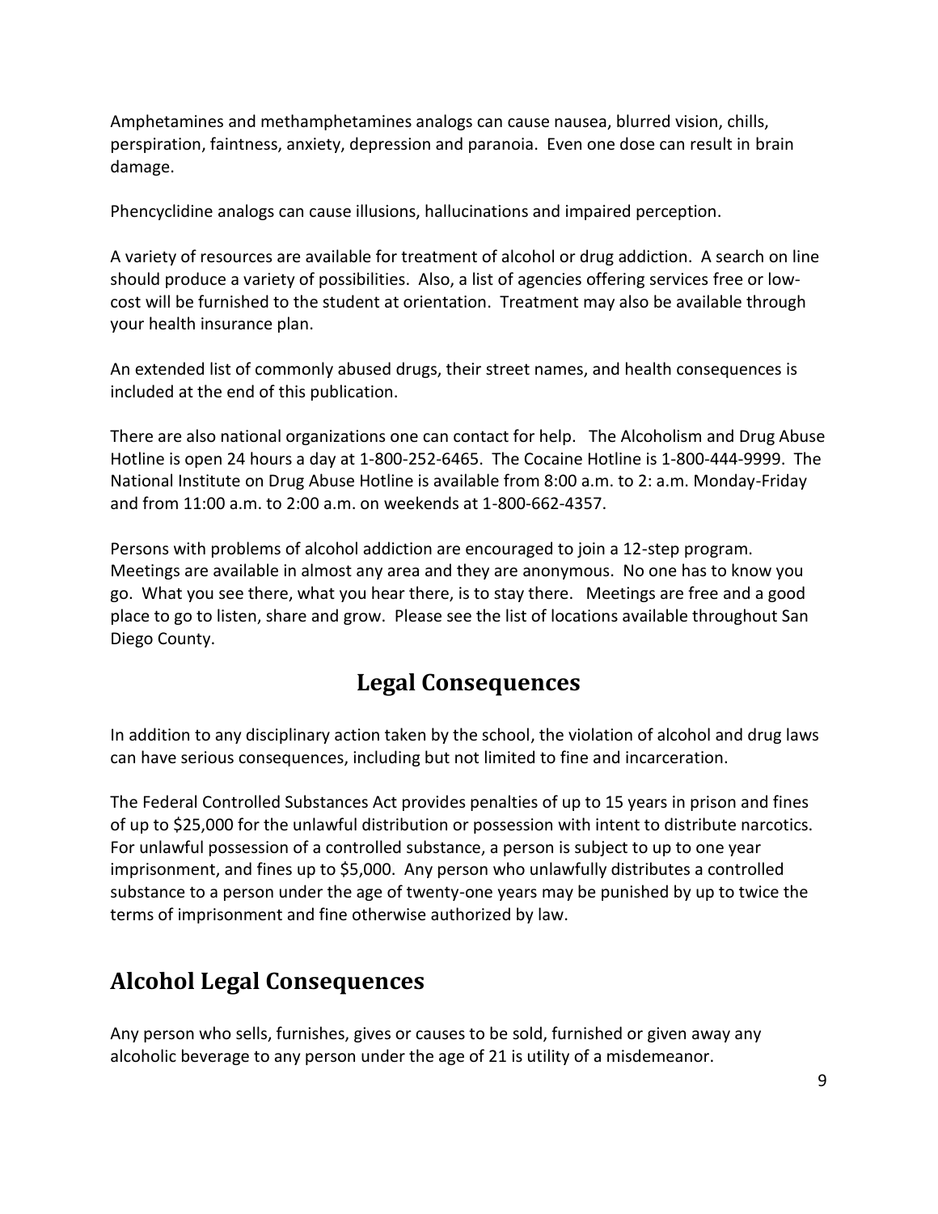Amphetamines and methamphetamines analogs can cause nausea, blurred vision, chills, perspiration, faintness, anxiety, depression and paranoia. Even one dose can result in brain damage.

Phencyclidine analogs can cause illusions, hallucinations and impaired perception.

A variety of resources are available for treatment of alcohol or drug addiction. A search on line should produce a variety of possibilities. Also, a list of agencies offering services free or low-cost will be furnished to the student at orientation. Treatment may also be available through your health insurance plan.

An extended list of commonly abused drugs, their street names, and health consequences is included at the end of this publication.

There are also national organizations one can contact for help. The Alcoholism and Drug Abuse Hotline is open 24 hours a day at 1-800-252-6465. The Cocaine Hotline is 1-800-444-9999. The National Institute on Drug Abuse Hotline is available from 8:00 a.m. to 2: a.m. Monday-Friday and from 11:00 a.m. to 2:00 a.m. on weekends at 1-800-662-4357.

Persons with problems of alcohol addiction are encouraged to join a 12-step program. Meetings are available in almost any area and they are anonymous. No one has to know you go. What you see there, what you hear there, is to stay there. Meetings are free and a good place to go to listen, share and grow. Please see the list of locations available throughout San Diego County.

## Legal Consequences

In addition to any disciplinary action taken by the school, the violation of alcohol and drug laws can have serious consequences, including but not limited to fine and incarceration.

The Federal Controlled Substances Act provides penalties of up to 15 years in prison and fines of up to $25,000 for the unlawful distribution or possession with intent to distribute narcotics. For unlawful possession of a controlled substance, a person is subject to up to one year imprisonment, and fines up to $5,000. Any person who unlawfully distributes a controlled substance to a person under the age of twenty-one years may be punished by up to twice the terms of imprisonment and fine otherwise authorized by law.

## Alcohol Legal Consequences

Any person who sells, furnishes, gives or causes to be sold, furnished or given away any alcoholic beverage to any person under the age of 21 is utility of a misdemeanor.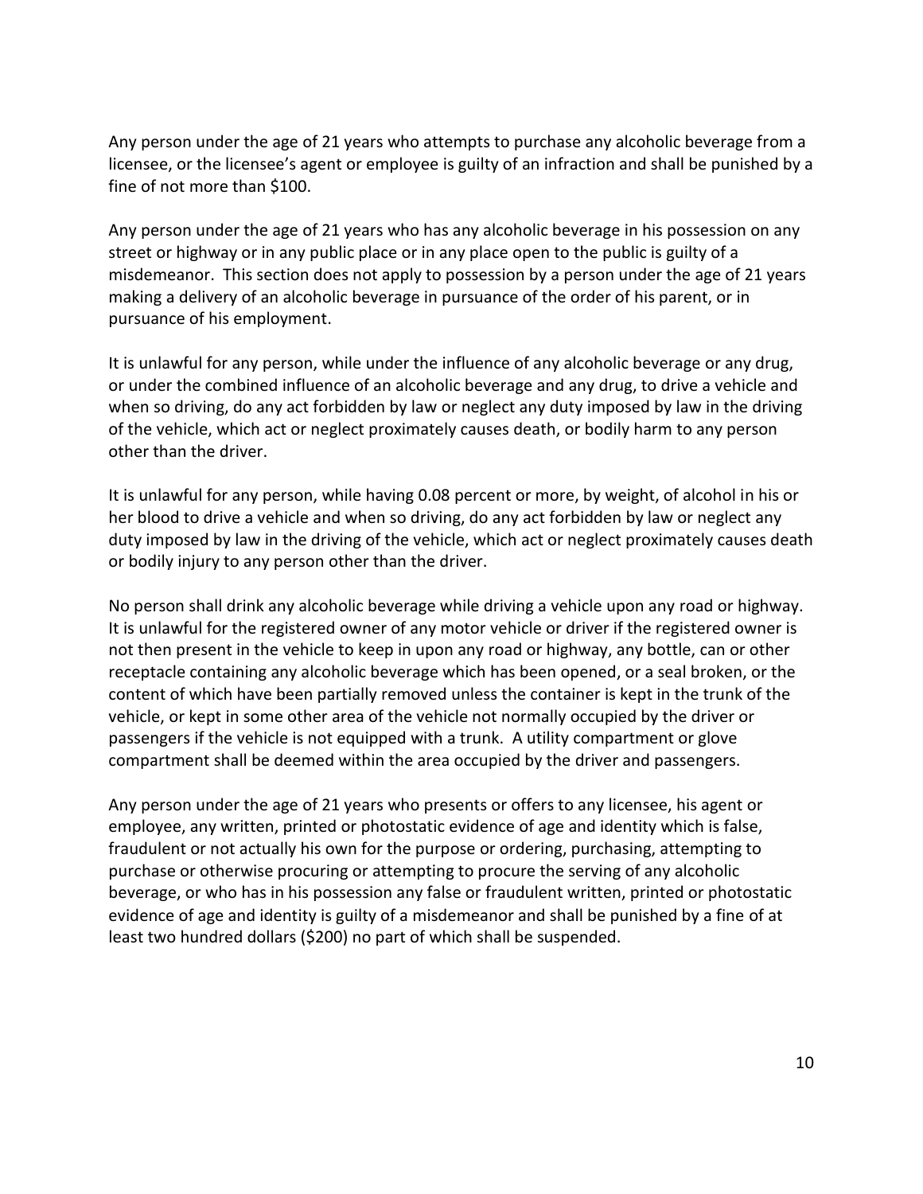Any person under the age of 21 years who attempts to purchase any alcoholic beverage from a licensee, or the licensee's agent or employee is guilty of an infraction and shall be punished by a fine of not more than $100.

Any person under the age of 21 years who has any alcoholic beverage in his possession on any street or highway or in any public place or in any place open to the public is guilty of a misdemeanor. This section does not apply to possession by a person under the age of 21 years making a delivery of an alcoholic beverage in pursuance of the order of his parent, or in pursuance of his employment.

It is unlawful for any person, while under the influence of any alcoholic beverage or any drug, or under the combined influence of an alcoholic beverage and any drug, to drive a vehicle and when so driving, do any act forbidden by law or neglect any duty imposed by law in the driving of the vehicle, which act or neglect proximately causes death, or bodily harm to any person other than the driver.

It is unlawful for any person, while having 0.08 percent or more, by weight, of alcohol in his or her blood to drive a vehicle and when so driving, do any act forbidden by law or neglect any duty imposed by law in the driving of the vehicle, which act or neglect proximately causes death or bodily injury to any person other than the driver.

No person shall drink any alcoholic beverage while driving a vehicle upon any road or highway. It is unlawful for the registered owner of any motor vehicle or driver if the registered owner is not then present in the vehicle to keep in upon any road or highway, any bottle, can or other receptacle containing any alcoholic beverage which has been opened, or a seal broken, or the content of which have been partially removed unless the container is kept in the trunk of the vehicle, or kept in some other area of the vehicle not normally occupied by the driver or passengers if the vehicle is not equipped with a trunk. A utility compartment or glove compartment shall be deemed within the area occupied by the driver and passengers.

Any person under the age of 21 years who presents or offers to any licensee, his agent or employee, any written, printed or photostatic evidence of age and identity which is false, fraudulent or not actually his own for the purpose or ordering, purchasing, attempting to purchase or otherwise procuring or attempting to procure the serving of any alcoholic beverage, or who has in his possession any false or fraudulent written, printed or photostatic evidence of age and identity is guilty of a misdemeanor and shall be punished by a fine of at least two hundred dollars ($200) no part of which shall be suspended.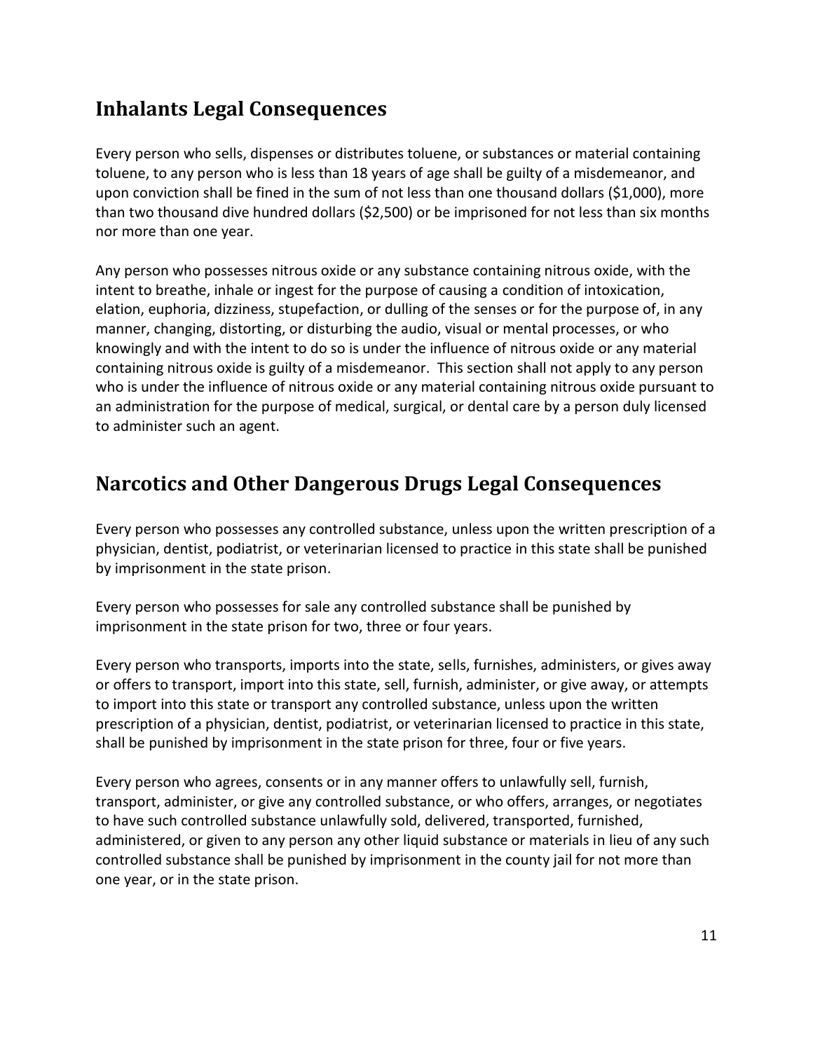## Inhalants Legal Consequences

Every person who sells, dispenses or distributes toluene, or substances or material containing toluene, to any person who is less than 18 years of age shall be guilty of a misdemeanor, and upon conviction shall be fined in the sum of not less than one thousand dollars ($1,000), more than two thousand dive hundred dollars ($2,500) or be imprisoned for not less than six months nor more than one year.

Any person who possesses nitrous oxide or any substance containing nitrous oxide, with the intent to breathe, inhale or ingest for the purpose of causing a condition of intoxication, elation, euphoria, dizziness, stupefaction, or dulling of the senses or for the purpose of, in any manner, changing, distorting, or disturbing the audio, visual or mental processes, or who knowingly and with the intent to do so is under the influence of nitrous oxide or any material containing nitrous oxide is guilty of a misdemeanor. This section shall not apply to any person who is under the influence of nitrous oxide or any material containing nitrous oxide pursuant to an administration for the purpose of medical, surgical, or dental care by a person duly licensed to administer such an agent.

## Narcotics and Other Dangerous Drugs Legal Consequences

Every person who possesses any controlled substance, unless upon the written prescription of a physician, dentist, podiatrist, or veterinarian licensed to practice in this state shall be punished by imprisonment in the state prison.

Every person who possesses for sale any controlled substance shall be punished by imprisonment in the state prison for two, three or four years.

Every person who transports, imports into the state, sells, furnishes, administers, or gives away or offers to transport, import into this state, sell, furnish, administer, or give away, or attempts to import into this state or transport any controlled substance, unless upon the written prescription of a physician, dentist, podiatrist, or veterinarian licensed to practice in this state, shall be punished by imprisonment in the state prison for three, four or five years.

Every person who agrees, consents or in any manner offers to unlawfully sell, furnish, transport, administer, or give any controlled substance, or who offers, arranges, or negotiates to have such controlled substance unlawfully sold, delivered, transported, furnished, administered, or given to any person any other liquid substance or materials in lieu of any such controlled substance shall be punished by imprisonment in the county jail for not more than one year, or in the state prison.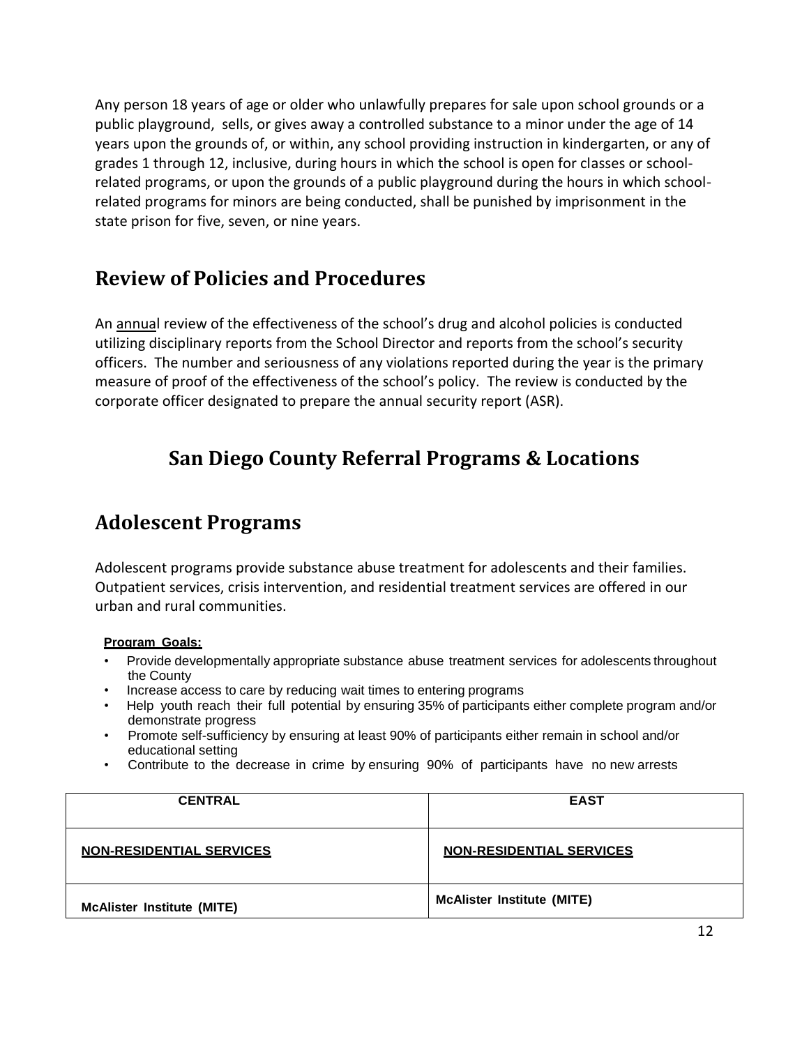Any person 18 years of age or older who unlawfully prepares for sale upon school grounds or a public playground, sells, or gives away a controlled substance to a minor under the age of 14 years upon the grounds of, or within, any school providing instruction in kindergarten, or any of grades 1 through 12, inclusive, during hours in which the school is open for classes or school-related programs, or upon the grounds of a public playground during the hours in which school-related programs for minors are being conducted, shall be punished by imprisonment in the state prison for five, seven, or nine years.

## Review of Policies and Procedures

An annual review of the effectiveness of the school's drug and alcohol policies is conducted utilizing disciplinary reports from the School Director and reports from the school's security officers. The number and seriousness of any violations reported during the year is the primary measure of proof of the effectiveness of the school's policy. The review is conducted by the corporate officer designated to prepare the annual security report (ASR).

# San Diego County Referral Programs & Locations

## Adolescent Programs

Adolescent programs provide substance abuse treatment for adolescents and their families. Outpatient services, crisis intervention, and residential treatment services are offered in our urban and rural communities.

**Program Goals:**

- Provide developmentally appropriate substance abuse treatment services for adolescents throughout the County
- Increase access to care by reducing wait times to entering programs
- Help youth reach their full potential by ensuring 35% of participants either complete program and/or demonstrate progress
- Promote self-sufficiency by ensuring at least 90% of participants either remain in school and/or educational setting
- Contribute to the decrease in crime by ensuring 90% of participants have no new arrests

| CENTRAL | EAST |
|---|---|
| **NON-RESIDENTIAL SERVICES** | **NON-RESIDENTIAL SERVICES** |
| **McAlister Institute (MITE)** | **McAlister Institute (MITE)** |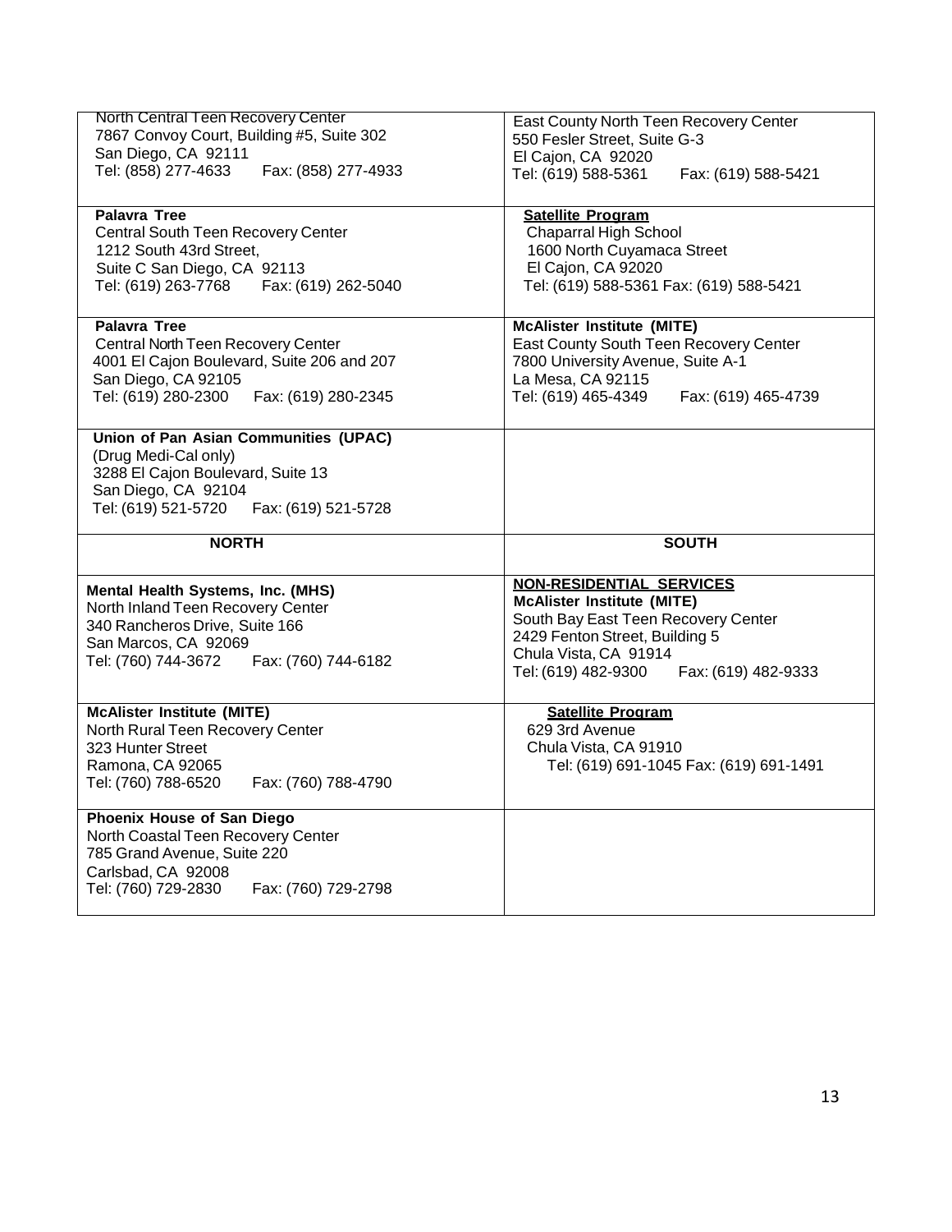| | |
|---|---|
| North Central Teen Recovery Center<br>7867 Convoy Court, Building #5, Suite 302<br>San Diego, CA 92111<br>Tel: (858) 277-4633 Fax: (858) 277-4933 | East County North Teen Recovery Center<br>550 Fesler Street, Suite G-3<br>El Cajon, CA 92020<br>Tel: (619) 588-5361 Fax: (619) 588-5421 |
| **Palavra Tree**<br>Central South Teen Recovery Center<br>1212 South 43rd Street,<br>Suite C San Diego, CA 92113<br>Tel: (619) 263-7768 Fax: (619) 262-5040 | **Satellite Program**<br>Chaparral High School<br>1600 North Cuyamaca Street<br>El Cajon, CA 92020<br>Tel: (619) 588-5361 Fax: (619) 588-5421 |
| **Palavra Tree**<br>Central North Teen Recovery Center<br>4001 El Cajon Boulevard, Suite 206 and 207<br>San Diego, CA 92105<br>Tel: (619) 280-2300 Fax: (619) 280-2345 | **McAlister Institute (MITE)**<br>East County South Teen Recovery Center<br>7800 University Avenue, Suite A-1<br>La Mesa, CA 92115<br>Tel: (619) 465-4349 Fax: (619) 465-4739 |
| **Union of Pan Asian Communities (UPAC)**<br>(Drug Medi-Cal only)<br>3288 El Cajon Boulevard, Suite 13<br>San Diego, CA 92104<br>Tel: (619) 521-5720 Fax: (619) 521-5728 | |
| **NORTH** | **SOUTH** |
| **Mental Health Systems, Inc. (MHS)**<br>North Inland Teen Recovery Center<br>340 Rancheros Drive, Suite 166<br>San Marcos, CA 92069<br>Tel: (760) 744-3672 Fax: (760) 744-6182 | **NON-RESIDENTIAL SERVICES**<br>**McAlister Institute (MITE)**<br>South Bay East Teen Recovery Center<br>2429 Fenton Street, Building 5<br>Chula Vista, CA 91914<br>Tel: (619) 482-9300 Fax: (619) 482-9333 |
| **McAlister Institute (MITE)**<br>North Rural Teen Recovery Center<br>323 Hunter Street<br>Ramona, CA 92065<br>Tel: (760) 788-6520 Fax: (760) 788-4790 | **Satellite Program**<br>629 3rd Avenue<br>Chula Vista, CA 91910<br>Tel: (619) 691-1045 Fax: (619) 691-1491 |
| **Phoenix House of San Diego**<br>North Coastal Teen Recovery Center<br>785 Grand Avenue, Suite 220<br>Carlsbad, CA 92008<br>Tel: (760) 729-2830 Fax: (760) 729-2798 | |